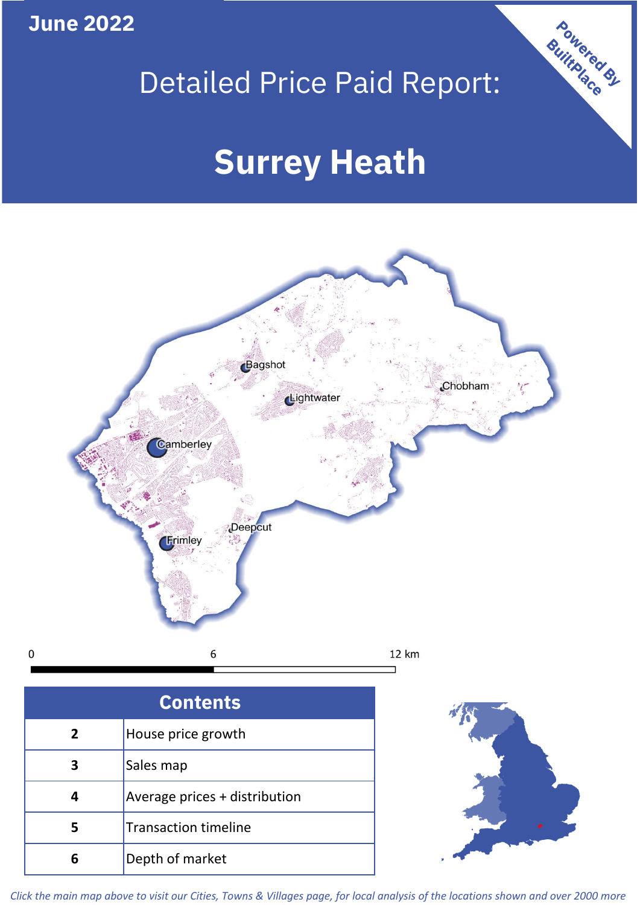June 2022

# Detailed Price Paid Report:

# Surrey Heath

Powered By BuiltPlace

| Contents | |
|---|---|
| 2 | House price growth |
| 3 | Sales map |
| 4 | Average prices + distribution |
| 5 | Transaction timeline |
| 6 | Depth of market |

*Click the main map above to visit our Cities, Towns & Villages page, for local analysis of the locations shown and over 2000 more*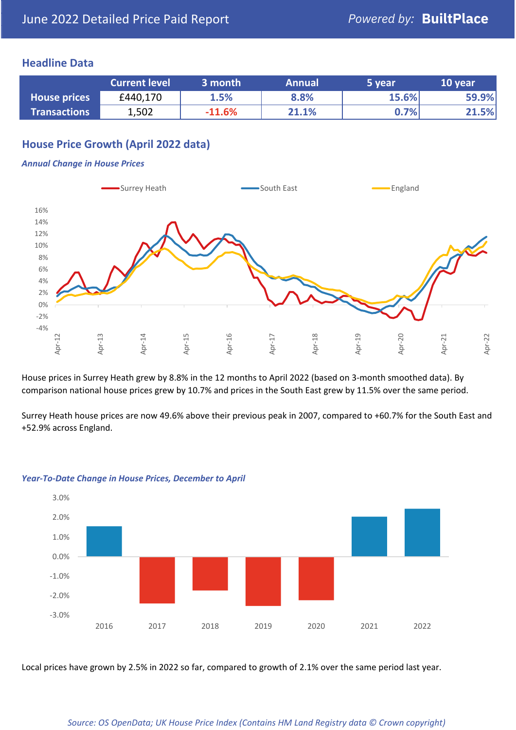June 2022 Detailed Price Paid Report

## Headline Data

| | Current level | 3 month | Annual | 5 year | 10 year |
|---|---|---|---|---|---|
| House prices | £440,170 | 1.5% | 8.8% | 15.6% | 59.9% |
| Transactions | 1,502 | -11.6% | 21.1% | 0.7% | 21.5% |

## House Price Growth (April 2022 data)

*Annual Change in House Prices*

House prices in Surrey Heath grew by 8.8% in the 12 months to April 2022 (based on 3-month smoothed data). By comparison national house prices grew by 10.7% and prices in the South East grew by 11.5% over the same period.

Surrey Heath house prices are now 49.6% above their previous peak in 2007, compared to +60.7% for the South East and +52.9% across England.

*Year-To-Date Change in House Prices, December to April*

Local prices have grown by 2.5% in 2022 so far, compared to growth of 2.1% over the same period last year.

*Source: OS OpenData; UK House Price Index (Contains HM Land Registry data © Crown copyright)*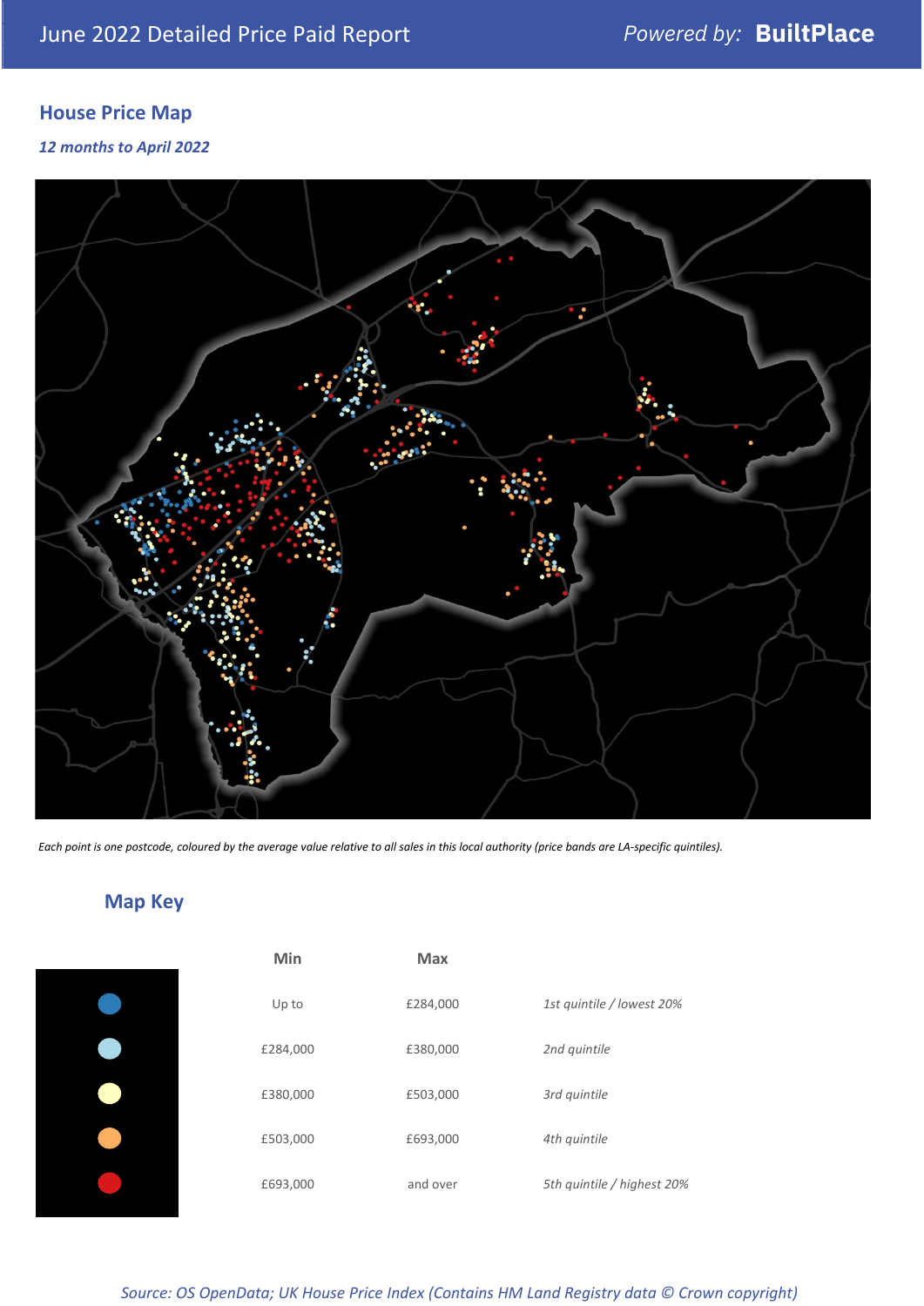June 2022 Detailed Price Paid Report — Powered by: **BuiltPlace**

## House Price Map

*12 months to April 2022*

*Each point is one postcode, coloured by the average value relative to all sales in this local authority (price bands are LA-specific quintiles).*

## Map Key

| | Min | Max | |
|---|---|---|---|
| ● | Up to | £284,000 | *1st quintile / lowest 20%* |
| ● | £284,000 | £380,000 | *2nd quintile* |
| ● | £380,000 | £503,000 | *3rd quintile* |
| ● | £503,000 | £693,000 | *4th quintile* |
| ● | £693,000 | and over | *5th quintile / highest 20%* |

*Source: OS OpenData; UK House Price Index (Contains HM Land Registry data © Crown copyright)*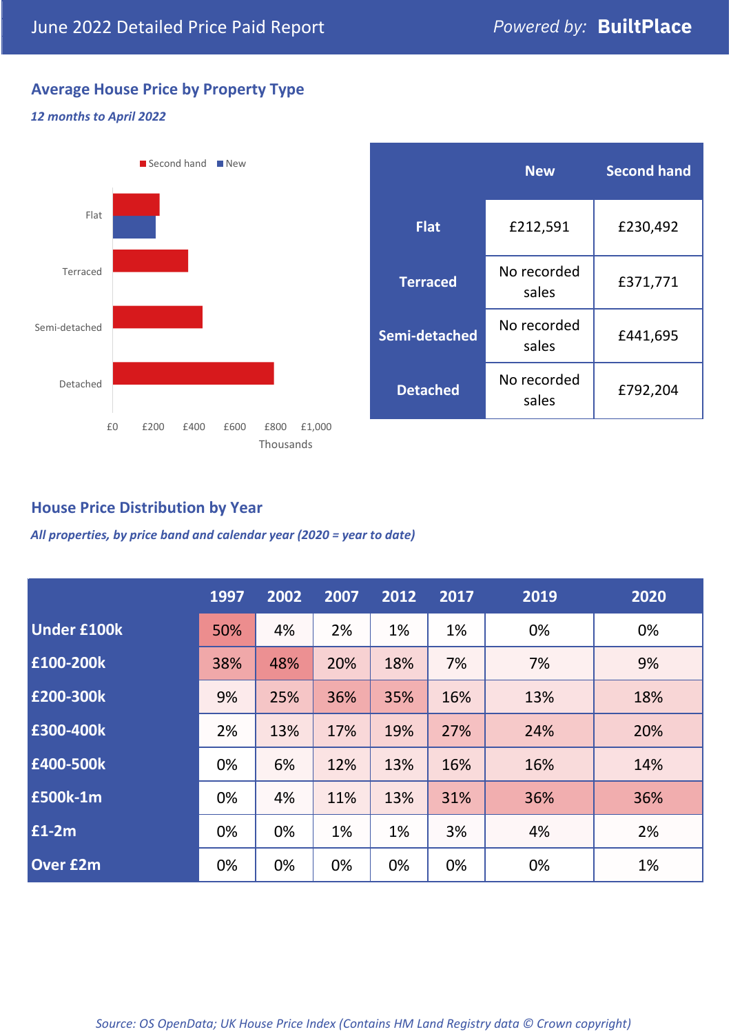June 2022 Detailed Price Paid Report

*Powered by:* **BuiltPlace**

## Average House Price by Property Type

***12 months to April 2022***

|  | New | Second hand |
|---|---|---|
| **Flat** | £212,591 | £230,492 |
| **Terraced** | No recorded sales | £371,771 |
| **Semi-detached** | No recorded sales | £441,695 |
| **Detached** | No recorded sales | £792,204 |

## House Price Distribution by Year

***All properties, by price band and calendar year (2020 = year to date)***

|  | 1997 | 2002 | 2007 | 2012 | 2017 | 2019 | 2020 |
|---|---|---|---|---|---|---|---|
| **Under £100k** | 50% | 4% | 2% | 1% | 1% | 0% | 0% |
| **£100-200k** | 38% | 48% | 20% | 18% | 7% | 7% | 9% |
| **£200-300k** | 9% | 25% | 36% | 35% | 16% | 13% | 18% |
| **£300-400k** | 2% | 13% | 17% | 19% | 27% | 24% | 20% |
| **£400-500k** | 0% | 6% | 12% | 13% | 16% | 16% | 14% |
| **£500k-1m** | 0% | 4% | 11% | 13% | 31% | 36% | 36% |
| **£1-2m** | 0% | 0% | 1% | 1% | 3% | 4% | 2% |
| **Over £2m** | 0% | 0% | 0% | 0% | 0% | 0% | 1% |

*Source: OS OpenData; UK House Price Index (Contains HM Land Registry data © Crown copyright)*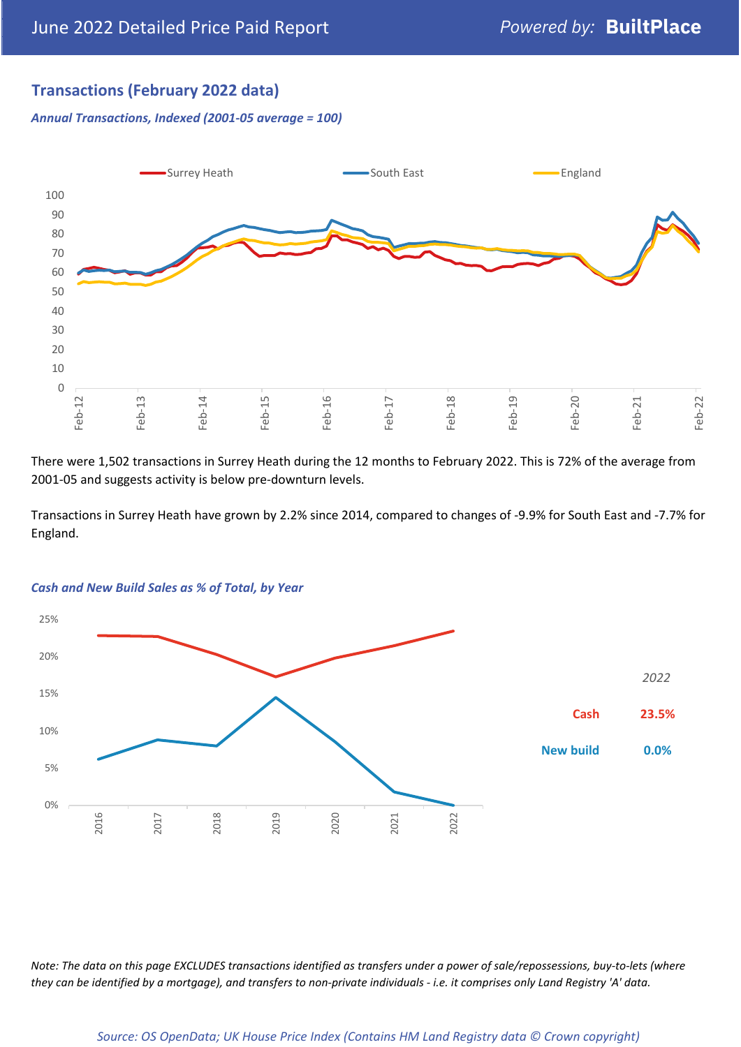## Transactions (February 2022 data)

*Annual Transactions, Indexed (2001-05 average = 100)*

There were 1,502 transactions in Surrey Heath during the 12 months to February 2022. This is 72% of the average from 2001-05 and suggests activity is below pre-downturn levels.

Transactions in Surrey Heath have grown by 2.2% since 2014, compared to changes of -9.9% for South East and -7.7% for England.

*Cash and New Build Sales as % of Total, by Year*

| | 2022 |
|---|---|
| Cash | 23.5% |
| New build | 0.0% |

*Note: The data on this page EXCLUDES transactions identified as transfers under a power of sale/repossessions, buy-to-lets (where they can be identified by a mortgage), and transfers to non-private individuals - i.e. it comprises only Land Registry 'A' data.*

*Source: OS OpenData; UK House Price Index (Contains HM Land Registry data © Crown copyright)*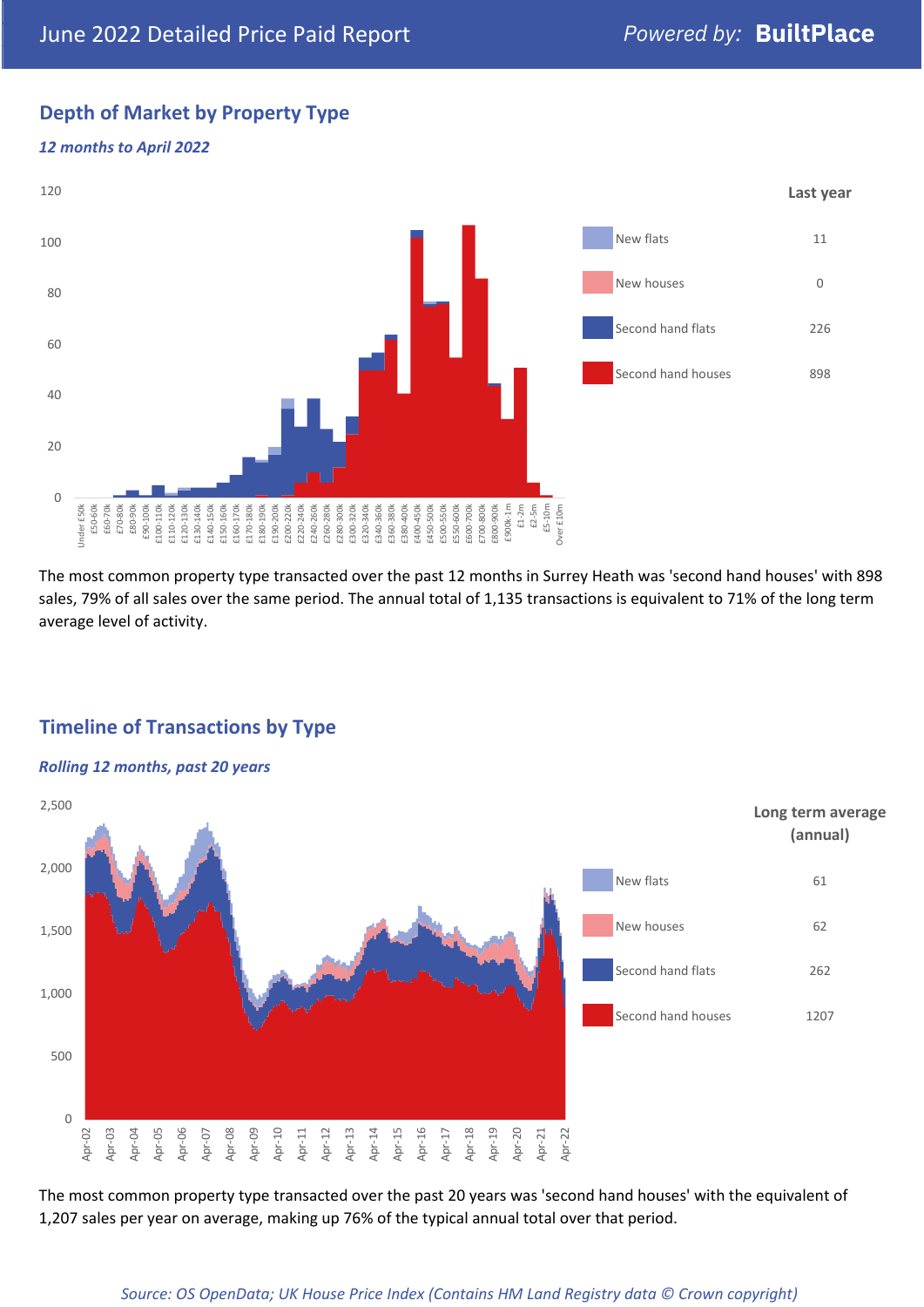June 2022 Detailed Price Paid Report

Powered by: **BuiltPlace**

## Depth of Market by Property Type

*12 months to April 2022*

Last year

New flats 11

New houses 0

Second hand flats 226

Second hand houses 898

The most common property type transacted over the past 12 months in Surrey Heath was 'second hand houses' with 898 sales, 79% of all sales over the same period. The annual total of 1,135 transactions is equivalent to 71% of the long term average level of activity.

## Timeline of Transactions by Type

*Rolling 12 months, past 20 years*

Long term average (annual)

New flats 61

New houses 62

Second hand flats 262

Second hand houses 1207

The most common property type transacted over the past 20 years was 'second hand houses' with the equivalent of 1,207 sales per year on average, making up 76% of the typical annual total over that period.

*Source: OS OpenData; UK House Price Index (Contains HM Land Registry data © Crown copyright)*